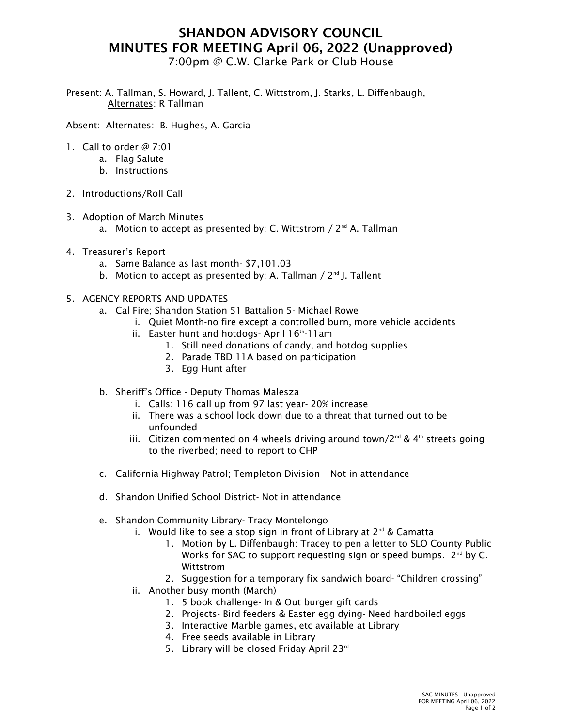# SHANDON ADVISORY COUNCIL
# MINUTES FOR MEETING April 06, 2022 (Unapproved)

7:00pm @ C.W. Clarke Park or Club House

Present: A. Tallman, S. Howard, J. Tallent, C. Wittstrom, J. Starks, L. Diffenbaugh,
Alternates: R Tallman

Absent: Alternates: B. Hughes, A. Garcia

1. Call to order @ 7:01
    a. Flag Salute
    b. Instructions

2. Introductions/Roll Call

3. Adoption of March Minutes
    a. Motion to accept as presented by: C. Wittstrom / 2nd A. Tallman

4. Treasurer's Report
    a. Same Balance as last month- $7,101.03
    b. Motion to accept as presented by: A. Tallman / 2nd J. Tallent

5. AGENCY REPORTS AND UPDATES
    a. Cal Fire; Shandon Station 51 Battalion 5- Michael Rowe
        i. Quiet Month-no fire except a controlled burn, more vehicle accidents
        ii. Easter hunt and hotdogs- April 16th-11am
            1. Still need donations of candy, and hotdog supplies
            2. Parade TBD 11A based on participation
            3. Egg Hunt after

    b. Sheriff's Office - Deputy Thomas Malesza
        i. Calls: 116 call up from 97 last year- 20% increase
        ii. There was a school lock down due to a threat that turned out to be unfounded
        iii. Citizen commented on 4 wheels driving around town/2nd & 4th streets going to the riverbed; need to report to CHP

    c. California Highway Patrol; Templeton Division – Not in attendance

    d. Shandon Unified School District- Not in attendance

    e. Shandon Community Library- Tracy Montelongo
        i. Would like to see a stop sign in front of Library at 2nd & Camatta
            1. Motion by L. Diffenbaugh: Tracey to pen a letter to SLO County Public Works for SAC to support requesting sign or speed bumps. 2nd by C. Wittstrom
            2. Suggestion for a temporary fix sandwich board- "Children crossing"
        ii. Another busy month (March)
            1. 5 book challenge- In & Out burger gift cards
            2. Projects- Bird feeders & Easter egg dying- Need hardboiled eggs
            3. Interactive Marble games, etc available at Library
            4. Free seeds available in Library
            5. Library will be closed Friday April 23rd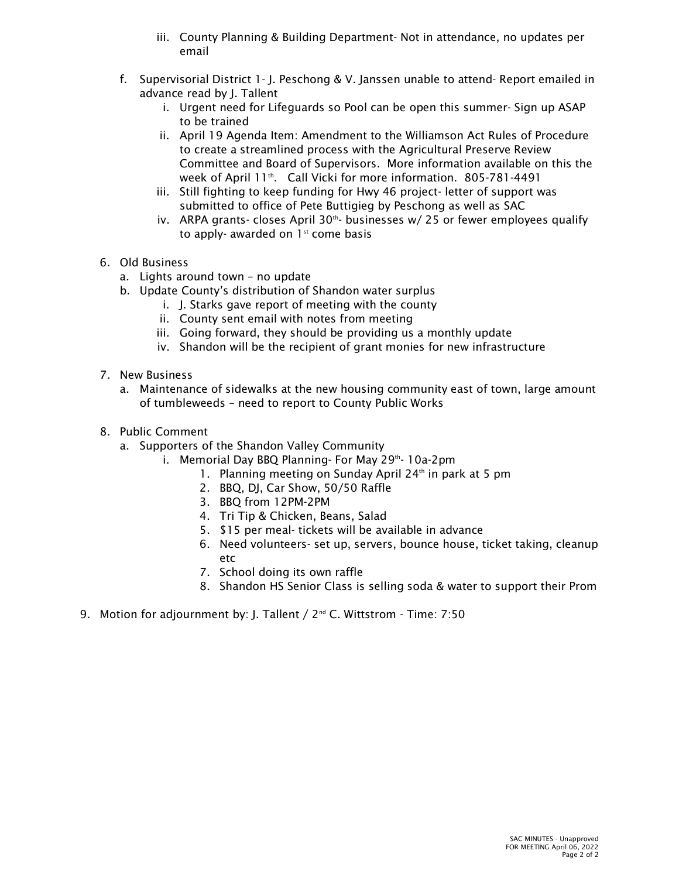iii. County Planning & Building Department- Not in attendance, no updates per email

f. Supervisorial District 1- J. Peschong & V. Janssen unable to attend- Report emailed in advance read by J. Tallent
   i. Urgent need for Lifeguards so Pool can be open this summer- Sign up ASAP to be trained
   ii. April 19 Agenda Item: Amendment to the Williamson Act Rules of Procedure to create a streamlined process with the Agricultural Preserve Review Committee and Board of Supervisors. More information available on this the week of April 11th. Call Vicki for more information. 805-781-4491
   iii. Still fighting to keep funding for Hwy 46 project- letter of support was submitted to office of Pete Buttigieg by Peschong as well as SAC
   iv. ARPA grants- closes April 30th- businesses w/ 25 or fewer employees qualify to apply- awarded on 1st come basis

6. Old Business
   a. Lights around town – no update
   b. Update County's distribution of Shandon water surplus
      i. J. Starks gave report of meeting with the county
      ii. County sent email with notes from meeting
      iii. Going forward, they should be providing us a monthly update
      iv. Shandon will be the recipient of grant monies for new infrastructure

7. New Business
   a. Maintenance of sidewalks at the new housing community east of town, large amount of tumbleweeds – need to report to County Public Works

8. Public Comment
   a. Supporters of the Shandon Valley Community
      i. Memorial Day BBQ Planning- For May 29th- 10a-2pm
         1. Planning meeting on Sunday April 24th in park at 5 pm
         2. BBQ, DJ, Car Show, 50/50 Raffle
         3. BBQ from 12PM-2PM
         4. Tri Tip & Chicken, Beans, Salad
         5. $15 per meal- tickets will be available in advance
         6. Need volunteers- set up, servers, bounce house, ticket taking, cleanup etc
         7. School doing its own raffle
         8. Shandon HS Senior Class is selling soda & water to support their Prom

9. Motion for adjournment by: J. Tallent / 2nd C. Wittstrom - Time: 7:50

SAC MINUTES - Unapproved
FOR MEETING April 06, 2022